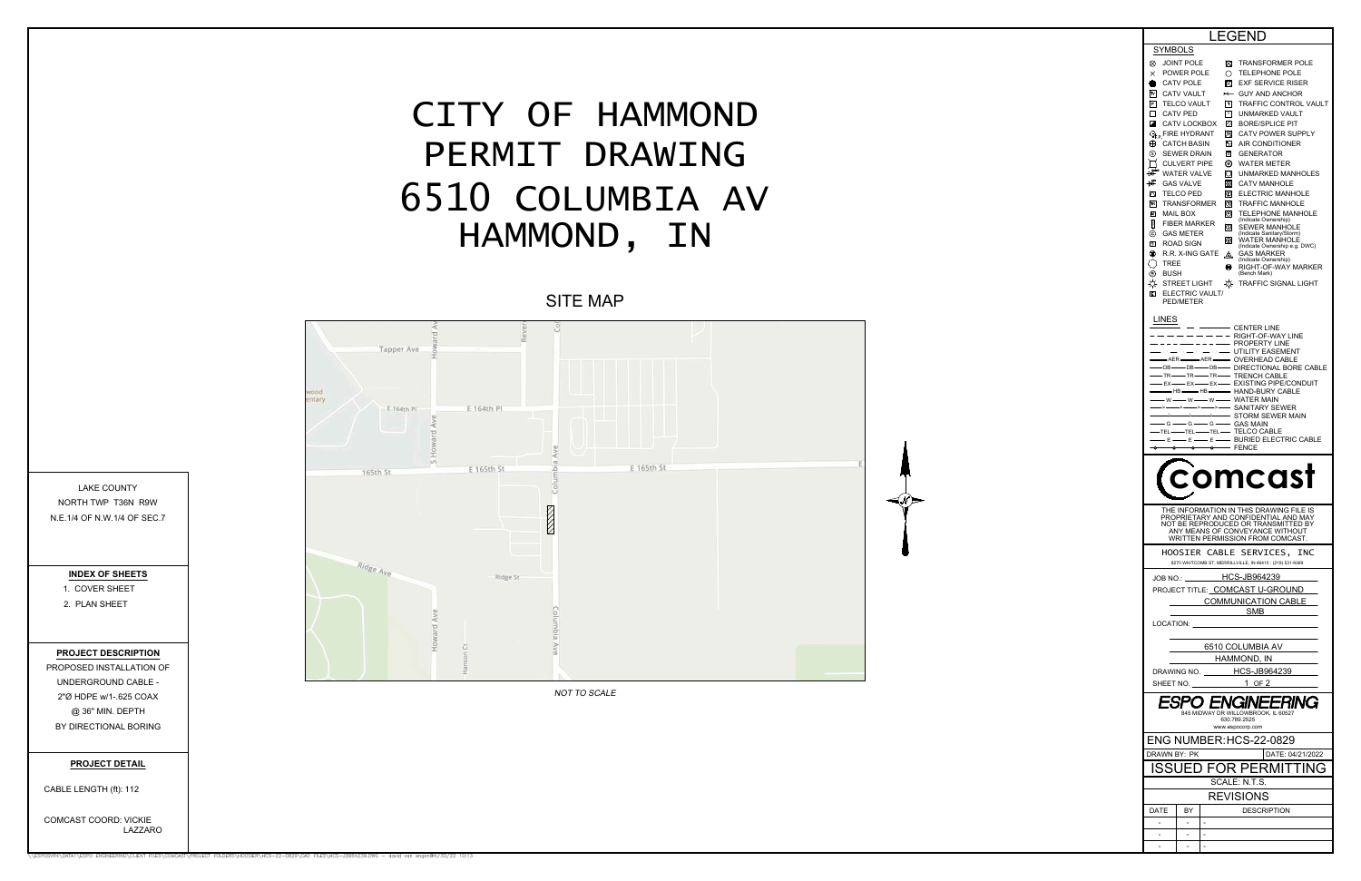# CITY OF HAMMOND PERMIT DRAWING 6510 COLUMBIA AV HAMMOND, IN

## SITE MAP

Tapper Ave
Howard Ave
Revere
Columbia Ave
E 164th Pl
S Howard Ave
165th St
E 165th St
Ridge Ave
Ridge St
Hanson Ct

*NOT TO SCALE*

LAKE COUNTY
NORTH TWP T36N R9W
N.E.1/4 OF N.W.1/4 OF SEC.7

**INDEX OF SHEETS**

1. COVER SHEET
2. PLAN SHEET

**PROJECT DESCRIPTION**

PROPOSED INSTALLATION OF UNDERGROUND CABLE - 2"Ø HDPE w/1-.625 COAX @ 36" MIN. DEPTH BY DIRECTIONAL BORING

**PROJECT DETAIL**

CABLE LENGTH (ft): 112

COMCAST COORD: VICKIE LAZZARO

## LEGEND

### SYMBOLS

- JOINT POLE
- POWER POLE
- CATV POLE
- CATV VAULT
- TELCO VAULT
- CATV PED
- CATV LOCKBOX
- FIRE HYDRANT
- CATCH BASIN
- SEWER DRAIN
- CULVERT PIPE
- WATER VALVE
- GAS VALVE
- TELCO PED
- TRANSFORMER
- MAIL BOX
- FIBER MARKER
- GAS METER
- ROAD SIGN
- R.R. X-ING GATE
- TREE
- BUSH
- STREET LIGHT
- ELECTRIC VAULT/ PED/METER
- TRANSFORMER POLE
- TELEPHONE POLE
- EXF SERVICE RISER
- GUY AND ANCHOR
- TRAFFIC CONTROL VAULT
- UNMARKED VAULT
- BORE/SPLICE PIT
- CATV POWER SUPPLY
- AIR CONDITIONER
- GENERATOR
- WATER METER
- UNMARKED MANHOLES
- CATV MANHOLE
- ELECTRIC MANHOLE
- TRAFFIC MANHOLE
- TELEPHONE MANHOLE (Indicate Ownership)
- SEWER MANHOLE (Indicate Sanitary/Storm)
- WATER MANHOLE (Indicate Ownership e.g. DWC)
- GAS MARKER (Indicate Ownership)
- RIGHT-OF-WAY MARKER (Bench Mark)
- TRAFFIC SIGNAL LIGHT

### LINES

- CENTER LINE
- RIGHT-OF-WAY LINE
- PROPERTY LINE
- UTILITY EASEMENT
- AER — OVERHEAD CABLE
- DB — DIRECTIONAL BORE CABLE
- TR — TRENCH CABLE
- EX — EXISTING PIPE/CONDUIT
- HB — HAND-BURY CABLE
- W — WATER MAIN
- SANITARY SEWER
- STORM SEWER MAIN
- G — GAS MAIN
- TEL — TELCO CABLE
- E — BURIED ELECTRIC CABLE
- FENCE

comcast

THE INFORMATION IN THIS DRAWING FILE IS PROPRIETARY AND CONFIDENTIAL AND MAY NOT BE REPRODUCED OR TRANSMITTED BY ANY MEANS OF CONVEYANCE WITHOUT WRITTEN PERMISSION FROM COMCAST.

HOOSIER CABLE SERVICES, INC
8270 WHITCOMB ST, MERRILLVILLE, IN 46410 ; (219) 531-9389

JOB NO.: HCS-JB964239
PROJECT TITLE: COMCAST U-GROUND COMMUNICATION CABLE SMB
LOCATION: 6510 COLUMBIA AV HAMMOND, IN
DRAWING NO. HCS-JB964239
SHEET NO. 1 OF 2

ESPO ENGINEERING
845 MIDWAY DR WILLOWBROOK, IL 60527
630.789.2525
www.espocorp.com

ENG NUMBER: HCS-22-0829
DRAWN BY: PK — DATE: 04/21/2022
ISSUED FOR PERMITTING
SCALE: N.T.S.

REVISIONS

| DATE | BY | DESCRIPTION |
|---|---|---|
| - | - | - |
| - | - | - |
| - | - | - |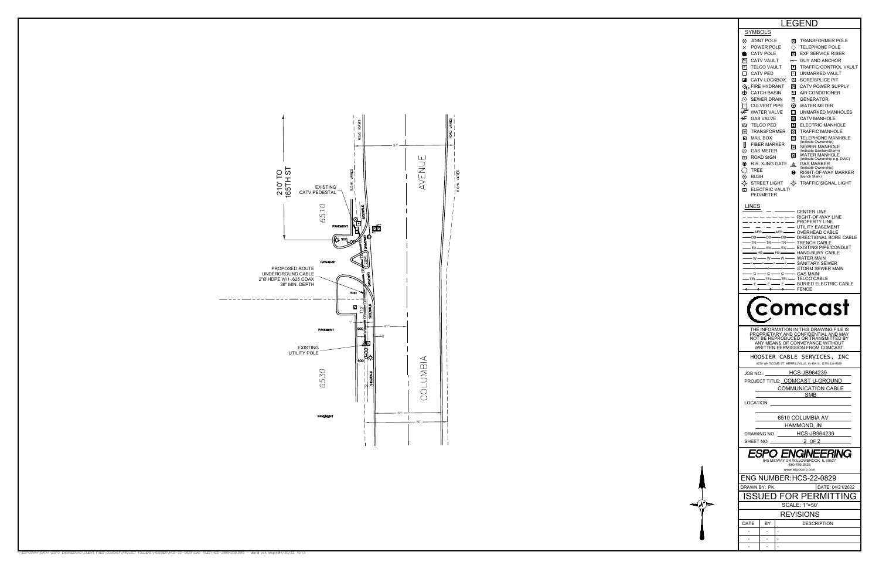210' TO 165TH ST

EXISTING CATV PEDESTAL

6510

PAVEMENT

SOD

PROPOSED ROUTE
UNDERGROUND CABLE
2"Ø HDPE W/1-.625 COAX
36" MIN. DEPTH

SOD

PAVEMENT

EXISTING UTILITY POLE

SOD

SOD

6530

PAVEMENT

ROAD VARIES

R.O.W. VARIES

SIDEWALK

DRIVEWAY

CONC.

97'

41'

8'

1'

12'

86'

80'

AVENUE

COLUMBIA

ROAD VARIES

R.O.W. VARIES

# LEGEND

## SYMBOLS

- JOINT POLE
- POWER POLE
- CATV POLE
- CATV VAULT
- TELCO VAULT
- CATV PED
- CATV LOCKBOX
- FIRE HYDRANT
- CATCH BASIN
- SEWER DRAIN
- CULVERT PIPE
- WATER VALVE
- GAS VALVE
- TELCO PED
- TRANSFORMER
- MAIL BOX
- FIBER MARKER
- GAS METER
- ROAD SIGN
- R.R. X-ING GATE
- TREE
- BUSH
- STREET LIGHT
- ELECTRIC VAULT/ PED/METER
- TRANSFORMER POLE
- TELEPHONE POLE
- EXF SERVICE RISER
- GUY AND ANCHOR
- TRAFFIC CONTROL VAULT
- UNMARKED VAULT
- BORE/SPLICE PIT
- CATV POWER SUPPLY
- AIR CONDITIONER
- GENERATOR
- WATER METER
- UNMARKED MANHOLES
- CATV MANHOLE
- ELECTRIC MANHOLE
- TRAFFIC MANHOLE
- TELEPHONE MANHOLE (Indicate Ownership)
- SEWER MANHOLE (Indicate Sanitary/Storm)
- WATER MANHOLE (Indicate Ownership e.g. DWC)
- GAS MARKER (Indicate Ownership)
- RIGHT-OF-WAY MARKER (Bench Mark)
- TRAFFIC SIGNAL LIGHT

## LINES

- CENTER LINE
- RIGHT-OF-WAY LINE
- PROPERTY LINE
- UTILITY EASEMENT
- AER — OVERHEAD CABLE
- DB — DIRECTIONAL BORE CABLE
- TR — TRENCH CABLE
- EX — EXISTING PIPE/CONDUIT
- HB — HAND-BURY CABLE
- W — WATER MAIN
- SANITARY SEWER
- STORM SEWER MAIN
- G — GAS MAIN
- TEL — TELCO CABLE
- E — BURIED ELECTRIC CABLE
- FENCE

comcast

THE INFORMATION IN THIS DRAWING FILE IS PROPRIETARY AND CONFIDENTIAL AND MAY NOT BE REPRODUCED OR TRANSMITTED BY ANY MEANS OF CONVEYANCE WITHOUT WRITTEN PERMISSION FROM COMCAST.

HOOSIER CABLE SERVICES, INC
8270 WHITCOMB ST, MERRILLVILLE, IN 46410 | (219) 531-9369

JOB NO.: HCS-JB964239

PROJECT TITLE: COMCAST U-GROUND COMMUNICATION CABLE SMB

LOCATION:

6510 COLUMBIA AV
HAMMOND, IN

DRAWING NO. HCS-JB964239

SHEET NO. 2 OF 2

**ESPO ENGINEERING**
845 MIDWAY DR WILLOWBROOK, IL 60527
630.789.2525
www.espocorp.com

ENG NUMBER: HCS-22-0829

DRAWN BY: PK | DATE: 04/21/2022

ISSUED FOR PERMITTING

SCALE: 1"=50'

REVISIONS

| DATE | BY | DESCRIPTION |
|---|---|---|
| - | - | - |
| - | - | - |
| - | - | - |